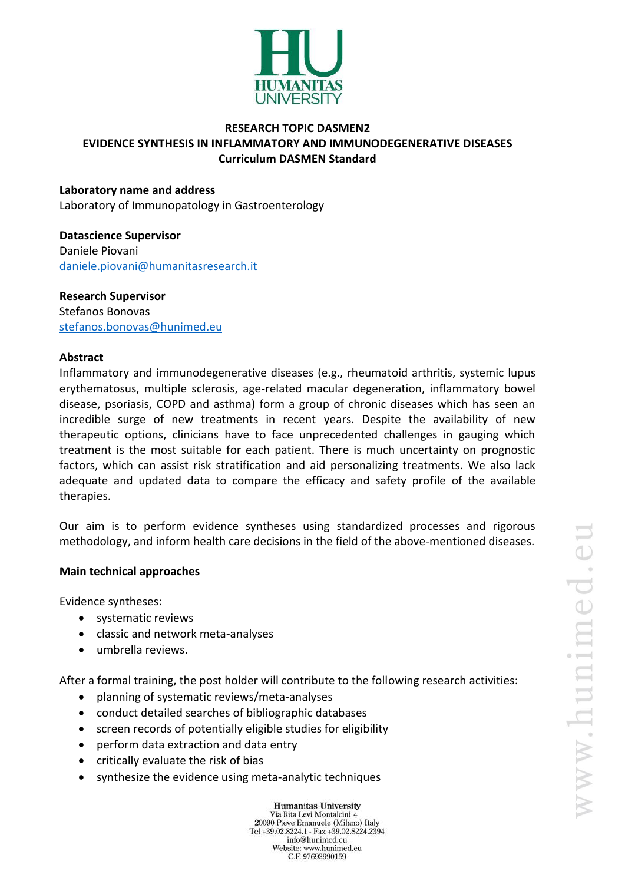# RESEARCH TOPIC DASMEN2
# EVIDENCE SYNTHESIS IN INFLAMMATORY AND IMMUNODEGENERATIVE DISEASES
## Curriculum DASMEN Standard

**Laboratory name and address**
Laboratory of Immunopatology in Gastroenterology

**Datascience Supervisor**
Daniele Piovani
daniele.piovani@humanitasresearch.it

**Research Supervisor**
Stefanos Bonovas
stefanos.bonovas@hunimed.eu

**Abstract**
Inflammatory and immunodegenerative diseases (e.g., rheumatoid arthritis, systemic lupus erythematosus, multiple sclerosis, age-related macular degeneration, inflammatory bowel disease, psoriasis, COPD and asthma) form a group of chronic diseases which has seen an incredible surge of new treatments in recent years. Despite the availability of new therapeutic options, clinicians have to face unprecedented challenges in gauging which treatment is the most suitable for each patient. There is much uncertainty on prognostic factors, which can assist risk stratification and aid personalizing treatments. We also lack adequate and updated data to compare the efficacy and safety profile of the available therapies.

Our aim is to perform evidence syntheses using standardized processes and rigorous methodology, and inform health care decisions in the field of the above-mentioned diseases.

**Main technical approaches**

Evidence syntheses:

- systematic reviews
- classic and network meta-analyses
- umbrella reviews.

After a formal training, the post holder will contribute to the following research activities:

- planning of systematic reviews/meta-analyses
- conduct detailed searches of bibliographic databases
- screen records of potentially eligible studies for eligibility
- perform data extraction and data entry
- critically evaluate the risk of bias
- synthesize the evidence using meta-analytic techniques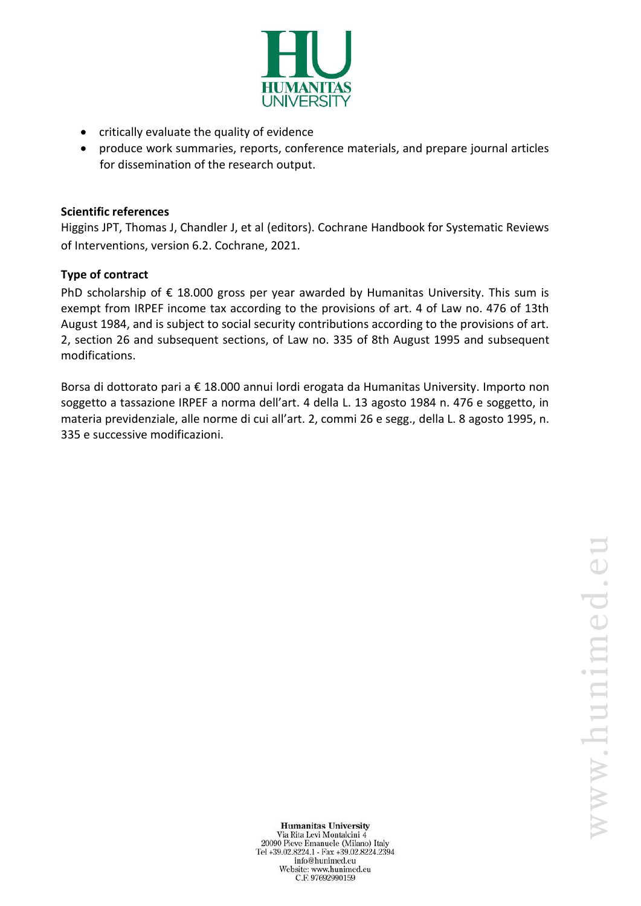- critically evaluate the quality of evidence
- produce work summaries, reports, conference materials, and prepare journal articles for dissemination of the research output.

**Scientific references**

Higgins JPT, Thomas J, Chandler J, et al (editors). Cochrane Handbook for Systematic Reviews of Interventions, version 6.2. Cochrane, 2021.

**Type of contract**

PhD scholarship of € 18.000 gross per year awarded by Humanitas University. This sum is exempt from IRPEF income tax according to the provisions of art. 4 of Law no. 476 of 13th August 1984, and is subject to social security contributions according to the provisions of art. 2, section 26 and subsequent sections, of Law no. 335 of 8th August 1995 and subsequent modifications.

Borsa di dottorato pari a € 18.000 annui lordi erogata da Humanitas University. Importo non soggetto a tassazione IRPEF a norma dell'art. 4 della L. 13 agosto 1984 n. 476 e soggetto, in materia previdenziale, alle norme di cui all'art. 2, commi 26 e segg., della L. 8 agosto 1995, n. 335 e successive modificazioni.